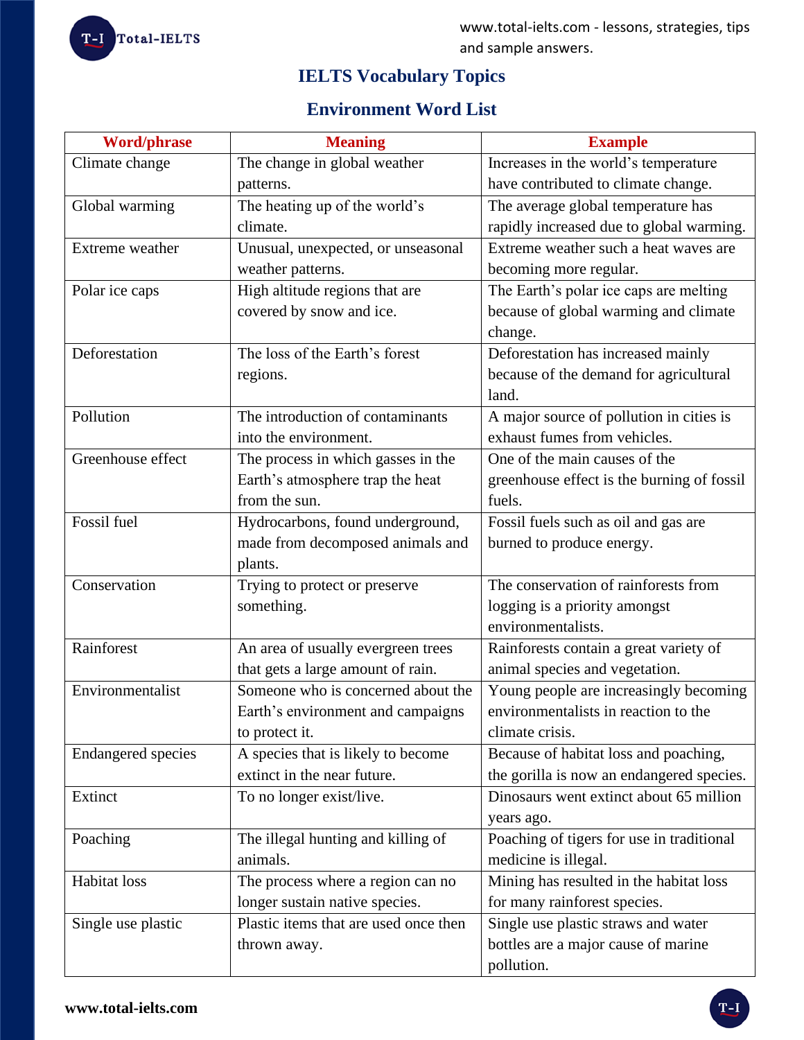# IELTS Vocabulary Topics

## Environment Word List

| Word/phrase | Meaning | Example |
|---|---|---|
| Climate change | The change in global weather patterns. | Increases in the world's temperature have contributed to climate change. |
| Global warming | The heating up of the world's climate. | The average global temperature has rapidly increased due to global warming. |
| Extreme weather | Unusual, unexpected, or unseasonal weather patterns. | Extreme weather such a heat waves are becoming more regular. |
| Polar ice caps | High altitude regions that are covered by snow and ice. | The Earth's polar ice caps are melting because of global warming and climate change. |
| Deforestation | The loss of the Earth's forest regions. | Deforestation has increased mainly because of the demand for agricultural land. |
| Pollution | The introduction of contaminants into the environment. | A major source of pollution in cities is exhaust fumes from vehicles. |
| Greenhouse effect | The process in which gasses in the Earth's atmosphere trap the heat from the sun. | One of the main causes of the greenhouse effect is the burning of fossil fuels. |
| Fossil fuel | Hydrocarbons, found underground, made from decomposed animals and plants. | Fossil fuels such as oil and gas are burned to produce energy. |
| Conservation | Trying to protect or preserve something. | The conservation of rainforests from logging is a priority amongst environmentalists. |
| Rainforest | An area of usually evergreen trees that gets a large amount of rain. | Rainforests contain a great variety of animal species and vegetation. |
| Environmentalist | Someone who is concerned about the Earth's environment and campaigns to protect it. | Young people are increasingly becoming environmentalists in reaction to the climate crisis. |
| Endangered species | A species that is likely to become extinct in the near future. | Because of habitat loss and poaching, the gorilla is now an endangered species. |
| Extinct | To no longer exist/live. | Dinosaurs went extinct about 65 million years ago. |
| Poaching | The illegal hunting and killing of animals. | Poaching of tigers for use in traditional medicine is illegal. |
| Habitat loss | The process where a region can no longer sustain native species. | Mining has resulted in the habitat loss for many rainforest species. |
| Single use plastic | Plastic items that are used once then thrown away. | Single use plastic straws and water bottles are a major cause of marine pollution. |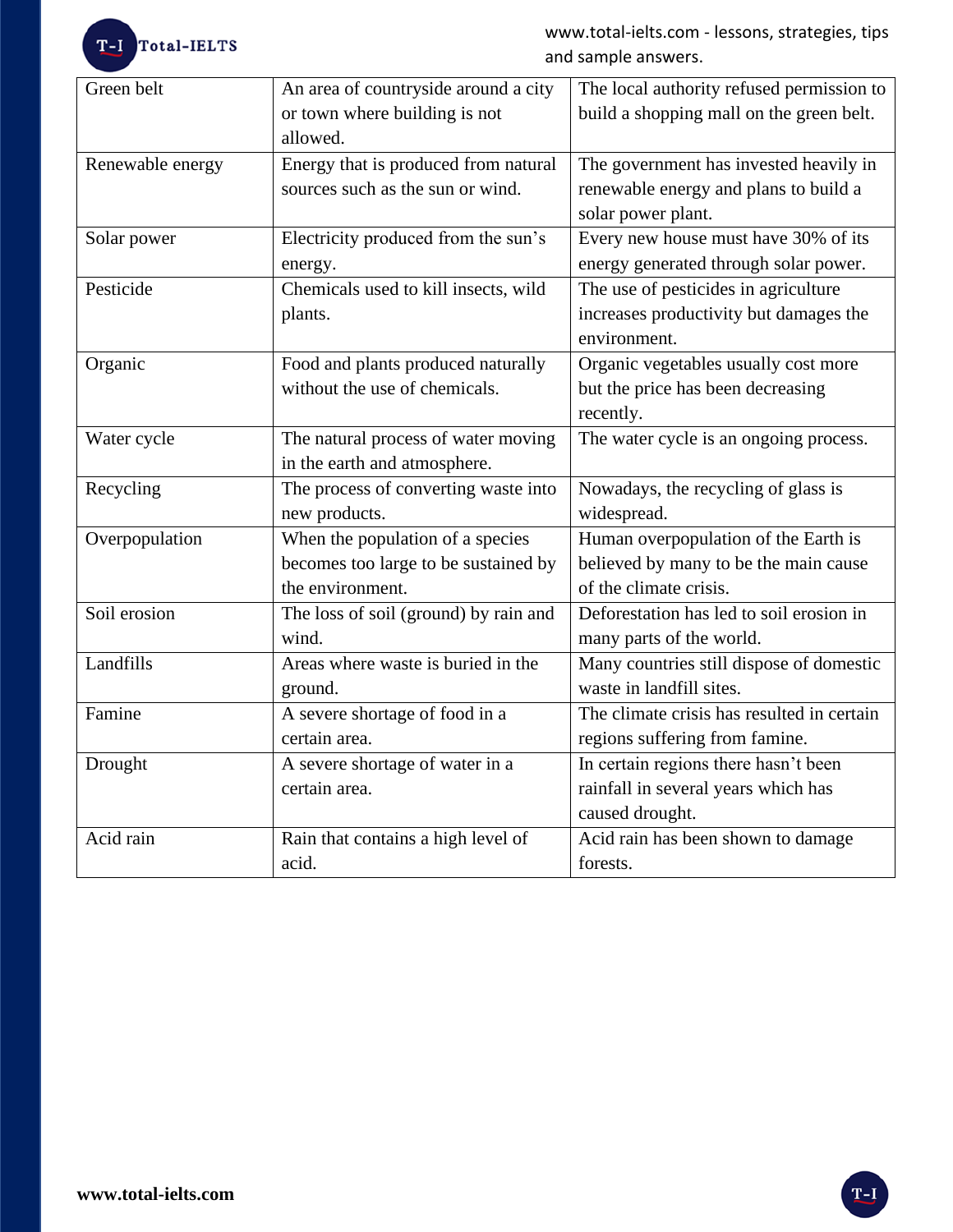| Green belt | An area of countryside around a city or town where building is not allowed. | The local authority refused permission to build a shopping mall on the green belt. |
|---|---|---|
| Renewable energy | Energy that is produced from natural sources such as the sun or wind. | The government has invested heavily in renewable energy and plans to build a solar power plant. |
| Solar power | Electricity produced from the sun's energy. | Every new house must have 30% of its energy generated through solar power. |
| Pesticide | Chemicals used to kill insects, wild plants. | The use of pesticides in agriculture increases productivity but damages the environment. |
| Organic | Food and plants produced naturally without the use of chemicals. | Organic vegetables usually cost more but the price has been decreasing recently. |
| Water cycle | The natural process of water moving in the earth and atmosphere. | The water cycle is an ongoing process. |
| Recycling | The process of converting waste into new products. | Nowadays, the recycling of glass is widespread. |
| Overpopulation | When the population of a species becomes too large to be sustained by the environment. | Human overpopulation of the Earth is believed by many to be the main cause of the climate crisis. |
| Soil erosion | The loss of soil (ground) by rain and wind. | Deforestation has led to soil erosion in many parts of the world. |
| Landfills | Areas where waste is buried in the ground. | Many countries still dispose of domestic waste in landfill sites. |
| Famine | A severe shortage of food in a certain area. | The climate crisis has resulted in certain regions suffering from famine. |
| Drought | A severe shortage of water in a certain area. | In certain regions there hasn't been rainfall in several years which has caused drought. |
| Acid rain | Rain that contains a high level of acid. | Acid rain has been shown to damage forests. |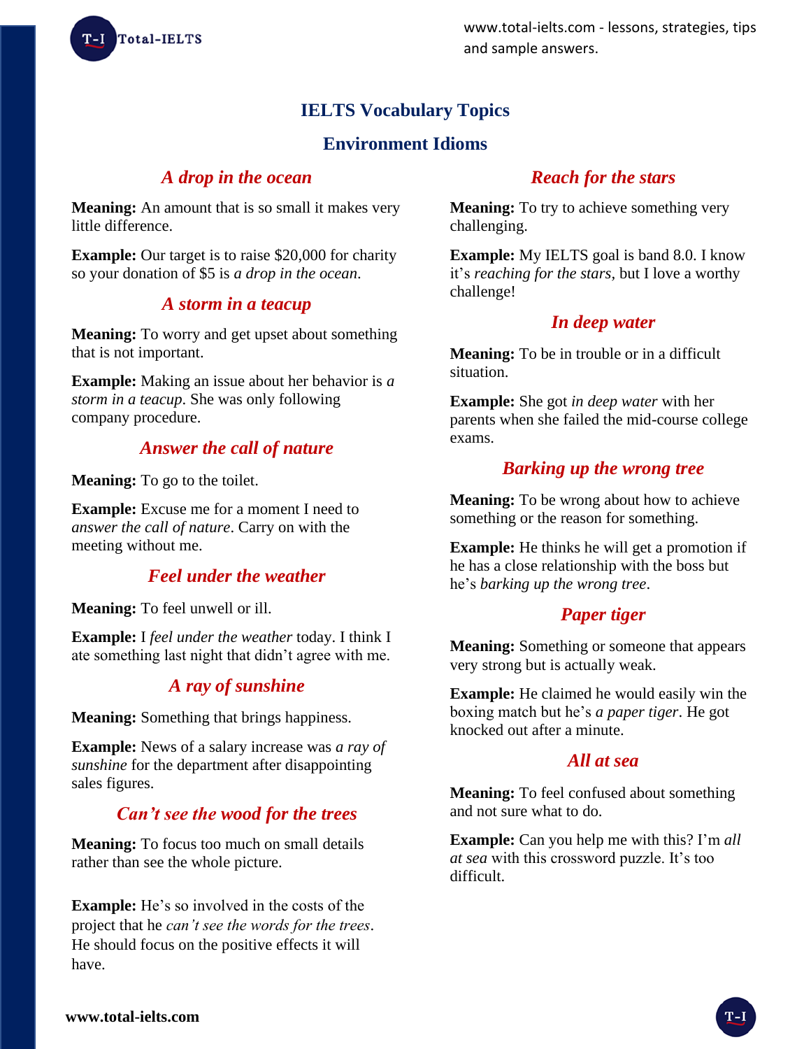# IELTS Vocabulary Topics

## Environment Idioms

### *A drop in the ocean*

**Meaning:** An amount that is so small it makes very little difference.

**Example:** Our target is to raise $20,000 for charity so your donation of $5 is *a drop in the ocean*.

### *A storm in a teacup*

**Meaning:** To worry and get upset about something that is not important.

**Example:** Making an issue about her behavior is *a storm in a teacup*. She was only following company procedure.

### *Answer the call of nature*

**Meaning:** To go to the toilet.

**Example:** Excuse me for a moment I need to *answer the call of nature*. Carry on with the meeting without me.

### *Feel under the weather*

**Meaning:** To feel unwell or ill.

**Example:** I *feel under the weather* today. I think I ate something last night that didn't agree with me.

### *A ray of sunshine*

**Meaning:** Something that brings happiness.

**Example:** News of a salary increase was *a ray of sunshine* for the department after disappointing sales figures.

### *Can't see the wood for the trees*

**Meaning:** To focus too much on small details rather than see the whole picture.

**Example:** He's so involved in the costs of the project that he *can't see the words for the trees*. He should focus on the positive effects it will have.

### *Reach for the stars*

**Meaning:** To try to achieve something very challenging.

**Example:** My IELTS goal is band 8.0. I know it's *reaching for the stars*, but I love a worthy challenge!

### *In deep water*

**Meaning:** To be in trouble or in a difficult situation.

**Example:** She got *in deep water* with her parents when she failed the mid-course college exams.

### *Barking up the wrong tree*

**Meaning:** To be wrong about how to achieve something or the reason for something.

**Example:** He thinks he will get a promotion if he has a close relationship with the boss but he's *barking up the wrong tree*.

### *Paper tiger*

**Meaning:** Something or someone that appears very strong but is actually weak.

**Example:** He claimed he would easily win the boxing match but he's *a paper tiger*. He got knocked out after a minute.

### *All at sea*

**Meaning:** To feel confused about something and not sure what to do.

**Example:** Can you help me with this? I'm *all at sea* with this crossword puzzle. It's too difficult.